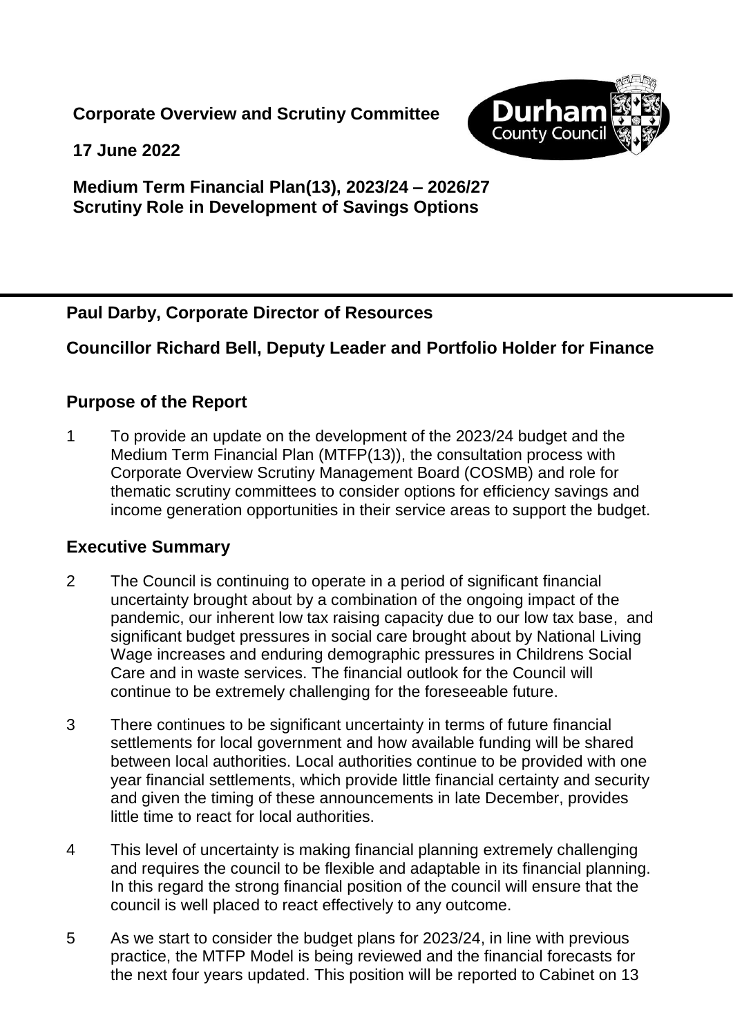**Corporate Overview and Scrutiny Committee**

**17 June 2022**

**Medium Term Financial Plan(13), 2023/24 – 2026/27**
**Scrutiny Role in Development of Savings Options**

---

**Paul Darby, Corporate Director of Resources**

**Councillor Richard Bell, Deputy Leader and Portfolio Holder for Finance**

## Purpose of the Report

1 To provide an update on the development of the 2023/24 budget and the Medium Term Financial Plan (MTFP(13)), the consultation process with Corporate Overview Scrutiny Management Board (COSMB) and role for thematic scrutiny committees to consider options for efficiency savings and income generation opportunities in their service areas to support the budget.

## Executive Summary

2 The Council is continuing to operate in a period of significant financial uncertainty brought about by a combination of the ongoing impact of the pandemic, our inherent low tax raising capacity due to our low tax base, and significant budget pressures in social care brought about by National Living Wage increases and enduring demographic pressures in Childrens Social Care and in waste services. The financial outlook for the Council will continue to be extremely challenging for the foreseeable future.

3 There continues to be significant uncertainty in terms of future financial settlements for local government and how available funding will be shared between local authorities. Local authorities continue to be provided with one year financial settlements, which provide little financial certainty and security and given the timing of these announcements in late December, provides little time to react for local authorities.

4 This level of uncertainty is making financial planning extremely challenging and requires the council to be flexible and adaptable in its financial planning. In this regard the strong financial position of the council will ensure that the council is well placed to react effectively to any outcome.

5 As we start to consider the budget plans for 2023/24, in line with previous practice, the MTFP Model is being reviewed and the financial forecasts for the next four years updated. This position will be reported to Cabinet on 13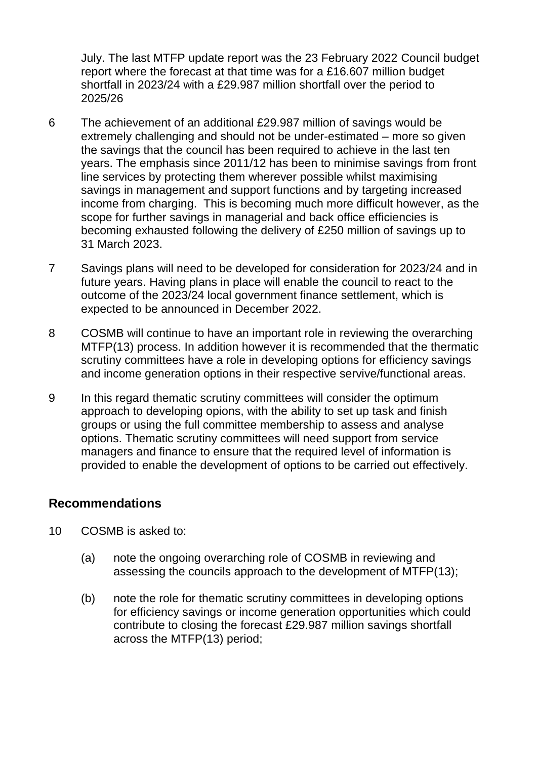July. The last MTFP update report was the 23 February 2022 Council budget report where the forecast at that time was for a £16.607 million budget shortfall in 2023/24 with a £29.987 million shortfall over the period to 2025/26

6 The achievement of an additional £29.987 million of savings would be extremely challenging and should not be under-estimated – more so given the savings that the council has been required to achieve in the last ten years. The emphasis since 2011/12 has been to minimise savings from front line services by protecting them wherever possible whilst maximising savings in management and support functions and by targeting increased income from charging. This is becoming much more difficult however, as the scope for further savings in managerial and back office efficiencies is becoming exhausted following the delivery of £250 million of savings up to 31 March 2023.

7 Savings plans will need to be developed for consideration for 2023/24 and in future years. Having plans in place will enable the council to react to the outcome of the 2023/24 local government finance settlement, which is expected to be announced in December 2022.

8 COSMB will continue to have an important role in reviewing the overarching MTFP(13) process. In addition however it is recommended that the thermatic scrutiny committees have a role in developing options for efficiency savings and income generation options in their respective servive/functional areas.

9 In this regard thematic scrutiny committees will consider the optimum approach to developing opions, with the ability to set up task and finish groups or using the full committee membership to assess and analyse options. Thematic scrutiny committees will need support from service managers and finance to ensure that the required level of information is provided to enable the development of options to be carried out effectively.

## Recommendations

10 COSMB is asked to:

(a) note the ongoing overarching role of COSMB in reviewing and assessing the councils approach to the development of MTFP(13);

(b) note the role for thematic scrutiny committees in developing options for efficiency savings or income generation opportunities which could contribute to closing the forecast £29.987 million savings shortfall across the MTFP(13) period;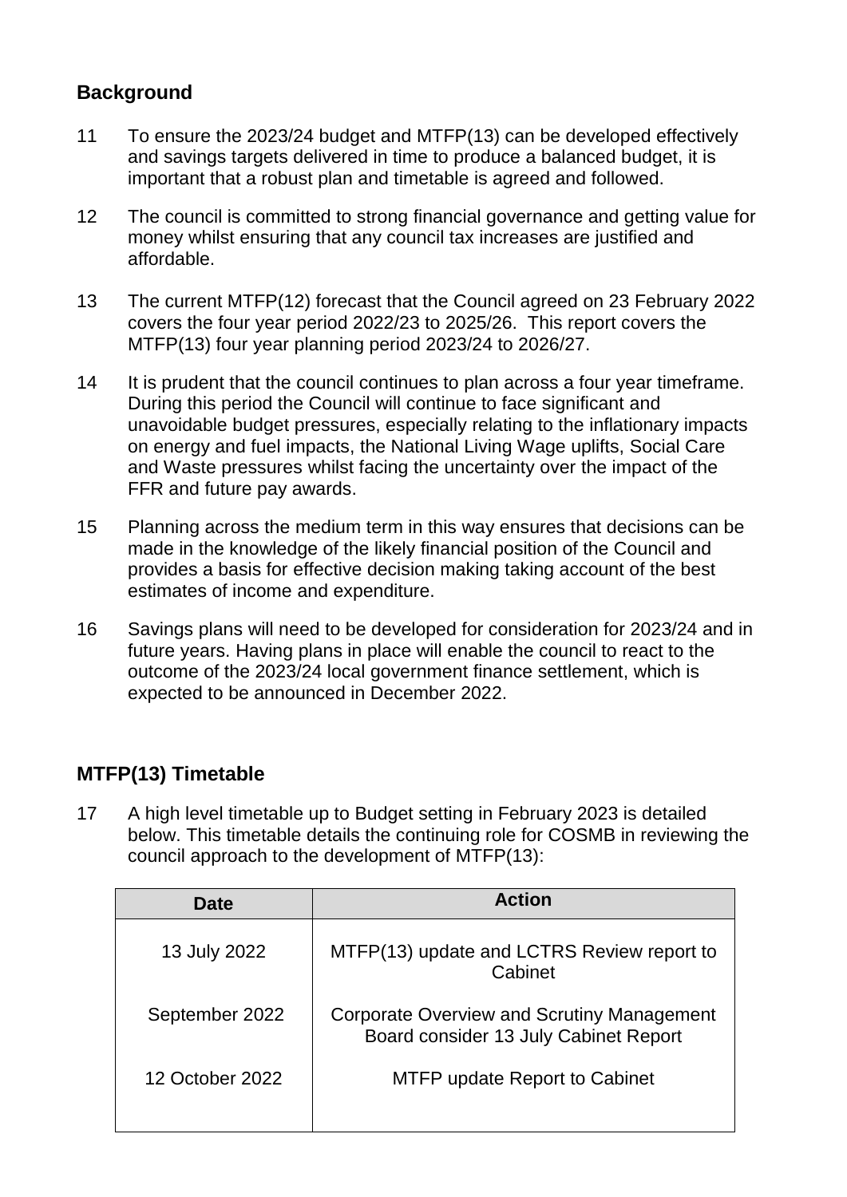## Background

11 To ensure the 2023/24 budget and MTFP(13) can be developed effectively and savings targets delivered in time to produce a balanced budget, it is important that a robust plan and timetable is agreed and followed.

12 The council is committed to strong financial governance and getting value for money whilst ensuring that any council tax increases are justified and affordable.

13 The current MTFP(12) forecast that the Council agreed on 23 February 2022 covers the four year period 2022/23 to 2025/26. This report covers the MTFP(13) four year planning period 2023/24 to 2026/27.

14 It is prudent that the council continues to plan across a four year timeframe. During this period the Council will continue to face significant and unavoidable budget pressures, especially relating to the inflationary impacts on energy and fuel impacts, the National Living Wage uplifts, Social Care and Waste pressures whilst facing the uncertainty over the impact of the FFR and future pay awards.

15 Planning across the medium term in this way ensures that decisions can be made in the knowledge of the likely financial position of the Council and provides a basis for effective decision making taking account of the best estimates of income and expenditure.

16 Savings plans will need to be developed for consideration for 2023/24 and in future years. Having plans in place will enable the council to react to the outcome of the 2023/24 local government finance settlement, which is expected to be announced in December 2022.

## MTFP(13) Timetable

17 A high level timetable up to Budget setting in February 2023 is detailed below. This timetable details the continuing role for COSMB in reviewing the council approach to the development of MTFP(13):

| Date | Action |
|---|---|
| 13 July 2022 | MTFP(13) update and LCTRS Review report to Cabinet |
| September 2022 | Corporate Overview and Scrutiny Management Board consider 13 July Cabinet Report |
| 12 October 2022 | MTFP update Report to Cabinet |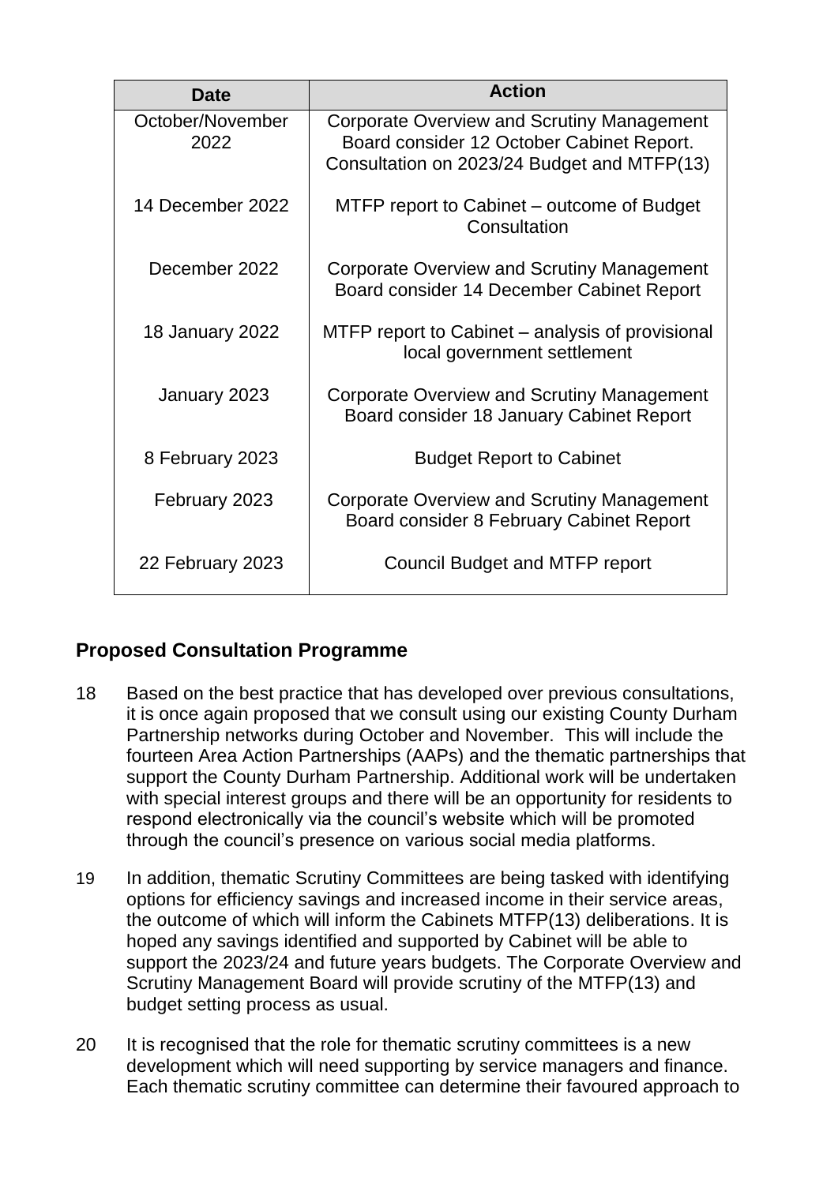| Date | Action |
|---|---|
| October/November 2022 | Corporate Overview and Scrutiny Management Board consider 12 October Cabinet Report. Consultation on 2023/24 Budget and MTFP(13) |
| 14 December 2022 | MTFP report to Cabinet – outcome of Budget Consultation |
| December 2022 | Corporate Overview and Scrutiny Management Board consider 14 December Cabinet Report |
| 18 January 2022 | MTFP report to Cabinet – analysis of provisional local government settlement |
| January 2023 | Corporate Overview and Scrutiny Management Board consider 18 January Cabinet Report |
| 8 February 2023 | Budget Report to Cabinet |
| February 2023 | Corporate Overview and Scrutiny Management Board consider 8 February Cabinet Report |
| 22 February 2023 | Council Budget and MTFP report |

## Proposed Consultation Programme

18 Based on the best practice that has developed over previous consultations, it is once again proposed that we consult using our existing County Durham Partnership networks during October and November. This will include the fourteen Area Action Partnerships (AAPs) and the thematic partnerships that support the County Durham Partnership. Additional work will be undertaken with special interest groups and there will be an opportunity for residents to respond electronically via the council's website which will be promoted through the council's presence on various social media platforms.

19 In addition, thematic Scrutiny Committees are being tasked with identifying options for efficiency savings and increased income in their service areas, the outcome of which will inform the Cabinets MTFP(13) deliberations. It is hoped any savings identified and supported by Cabinet will be able to support the 2023/24 and future years budgets. The Corporate Overview and Scrutiny Management Board will provide scrutiny of the MTFP(13) and budget setting process as usual.

20 It is recognised that the role for thematic scrutiny committees is a new development which will need supporting by service managers and finance. Each thematic scrutiny committee can determine their favoured approach to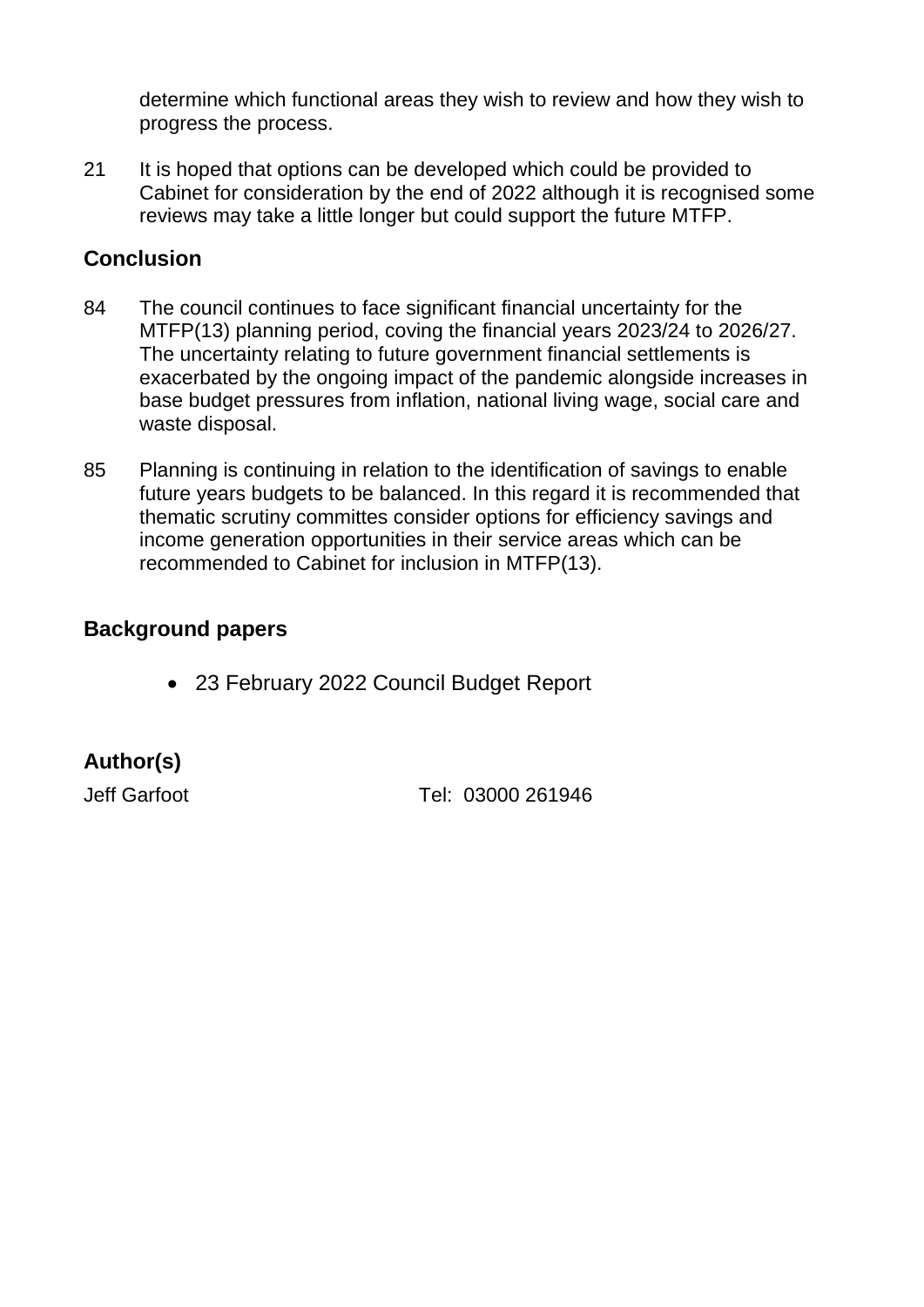determine which functional areas they wish to review and how they wish to progress the process.

21 It is hoped that options can be developed which could be provided to Cabinet for consideration by the end of 2022 although it is recognised some reviews may take a little longer but could support the future MTFP.

## Conclusion

84 The council continues to face significant financial uncertainty for the MTFP(13) planning period, coving the financial years 2023/24 to 2026/27. The uncertainty relating to future government financial settlements is exacerbated by the ongoing impact of the pandemic alongside increases in base budget pressures from inflation, national living wage, social care and waste disposal.

85 Planning is continuing in relation to the identification of savings to enable future years budgets to be balanced. In this regard it is recommended that thematic scrutiny committes consider options for efficiency savings and income generation opportunities in their service areas which can be recommended to Cabinet for inclusion in MTFP(13).

## Background papers

- 23 February 2022 Council Budget Report

## Author(s)

Jeff Garfoot Tel: 03000 261946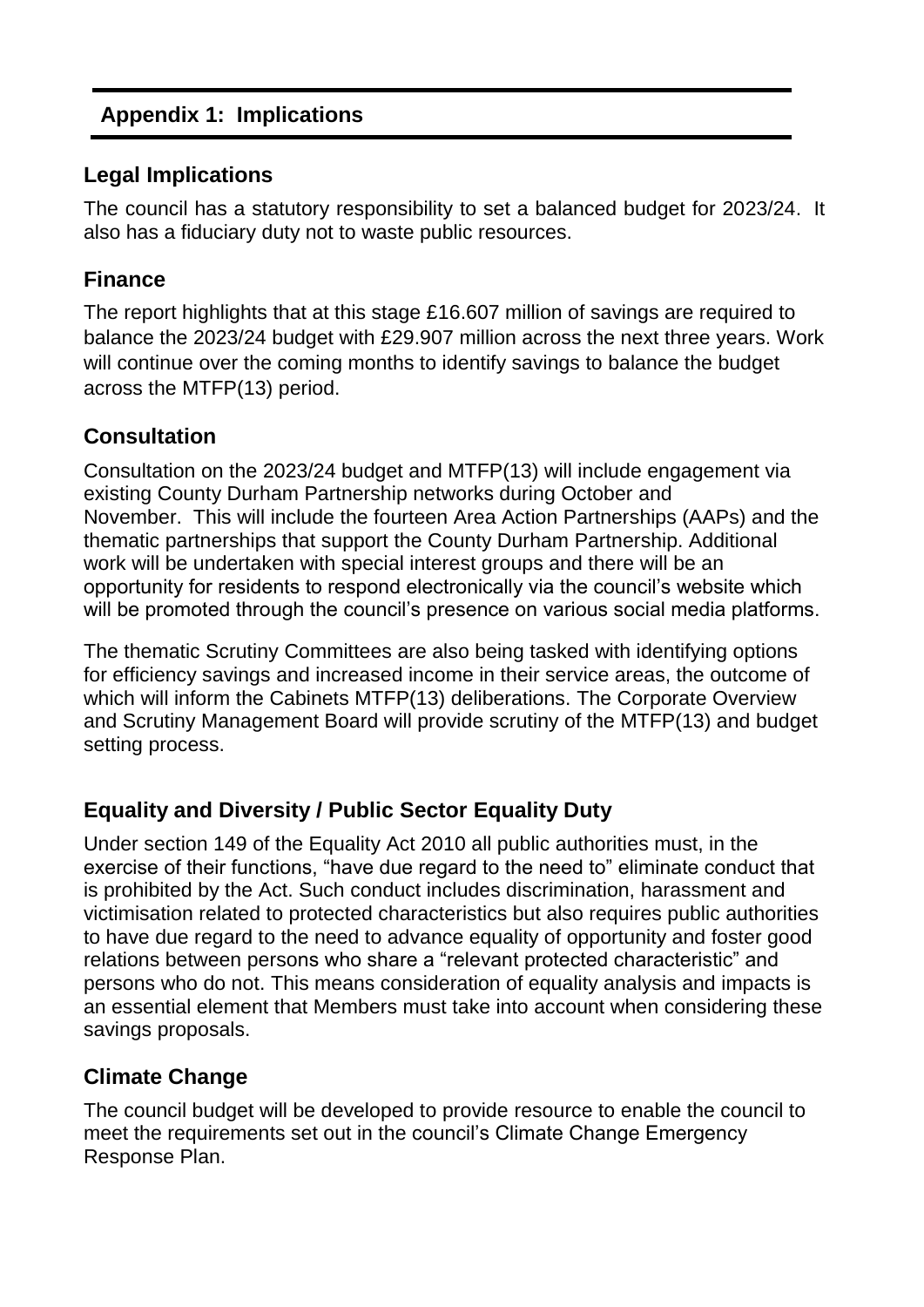## Appendix 1: Implications

### Legal Implications

The council has a statutory responsibility to set a balanced budget for 2023/24. It also has a fiduciary duty not to waste public resources.

### Finance

The report highlights that at this stage £16.607 million of savings are required to balance the 2023/24 budget with £29.907 million across the next three years. Work will continue over the coming months to identify savings to balance the budget across the MTFP(13) period.

### Consultation

Consultation on the 2023/24 budget and MTFP(13) will include engagement via existing County Durham Partnership networks during October and November. This will include the fourteen Area Action Partnerships (AAPs) and the thematic partnerships that support the County Durham Partnership. Additional work will be undertaken with special interest groups and there will be an opportunity for residents to respond electronically via the council's website which will be promoted through the council's presence on various social media platforms.

The thematic Scrutiny Committees are also being tasked with identifying options for efficiency savings and increased income in their service areas, the outcome of which will inform the Cabinets MTFP(13) deliberations. The Corporate Overview and Scrutiny Management Board will provide scrutiny of the MTFP(13) and budget setting process.

### Equality and Diversity / Public Sector Equality Duty

Under section 149 of the Equality Act 2010 all public authorities must, in the exercise of their functions, "have due regard to the need to" eliminate conduct that is prohibited by the Act. Such conduct includes discrimination, harassment and victimisation related to protected characteristics but also requires public authorities to have due regard to the need to advance equality of opportunity and foster good relations between persons who share a "relevant protected characteristic" and persons who do not. This means consideration of equality analysis and impacts is an essential element that Members must take into account when considering these savings proposals.

### Climate Change

The council budget will be developed to provide resource to enable the council to meet the requirements set out in the council's Climate Change Emergency Response Plan.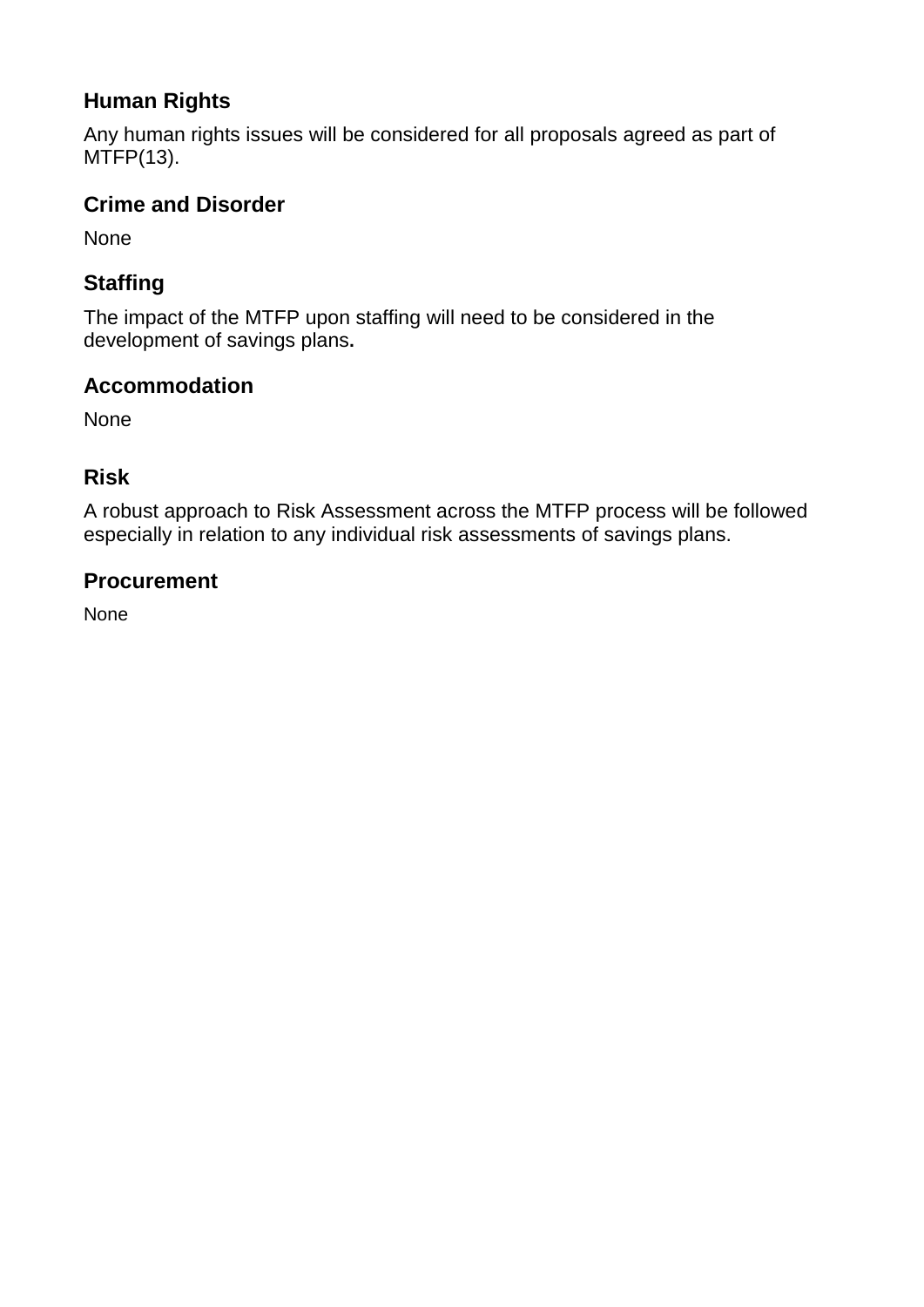### Human Rights

Any human rights issues will be considered for all proposals agreed as part of MTFP(13).

### Crime and Disorder

None

### Staffing

The impact of the MTFP upon staffing will need to be considered in the development of savings plans.

### Accommodation

None

### Risk

A robust approach to Risk Assessment across the MTFP process will be followed especially in relation to any individual risk assessments of savings plans.

### Procurement

None